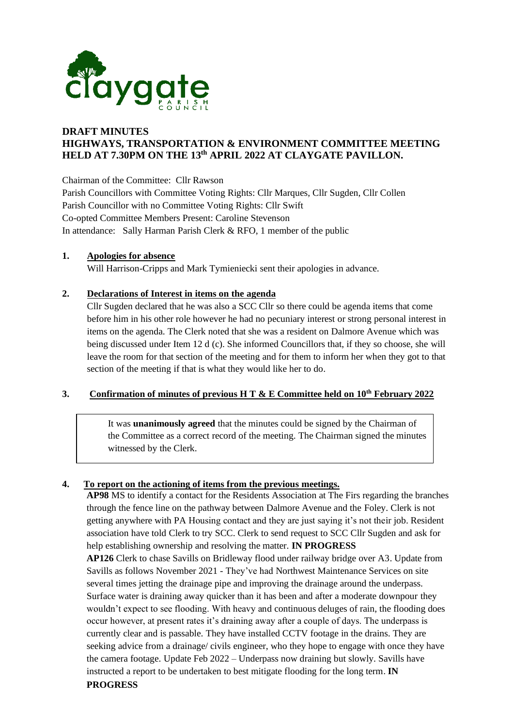claygate PARISH COUNCIL

# DRAFT MINUTES
# HIGHWAYS, TRANSPORTATION & ENVIRONMENT COMMITTEE MEETING HELD AT 7.30PM ON THE 13th APRIL 2022 AT CLAYGATE PAVILLON.

Chairman of the Committee: Cllr Rawson
Parish Councillors with Committee Voting Rights: Cllr Marques, Cllr Sugden, Cllr Collen
Parish Councillor with no Committee Voting Rights: Cllr Swift
Co-opted Committee Members Present: Caroline Stevenson
In attendance: Sally Harman Parish Clerk & RFO, 1 member of the public

**1. Apologies for absence**

Will Harrison-Cripps and Mark Tymieniecki sent their apologies in advance.

**2. Declarations of Interest in items on the agenda**

Cllr Sugden declared that he was also a SCC Cllr so there could be agenda items that come before him in his other role however he had no pecuniary interest or strong personal interest in items on the agenda. The Clerk noted that she was a resident on Dalmore Avenue which was being discussed under Item 12 d (c). She informed Councillors that, if they so choose, she will leave the room for that section of the meeting and for them to inform her when they got to that section of the meeting if that is what they would like her to do.

**3. Confirmation of minutes of previous H T & E Committee held on 10th February 2022**

> It was **unanimously agreed** that the minutes could be signed by the Chairman of the Committee as a correct record of the meeting. The Chairman signed the minutes witnessed by the Clerk.

**4. To report on the actioning of items from the previous meetings.**

**AP98** MS to identify a contact for the Residents Association at The Firs regarding the branches through the fence line on the pathway between Dalmore Avenue and the Foley. Clerk is not getting anywhere with PA Housing contact and they are just saying it's not their job. Resident association have told Clerk to try SCC. Clerk to send request to SCC Cllr Sugden and ask for help establishing ownership and resolving the matter. **IN PROGRESS**

**AP126** Clerk to chase Savills on Bridleway flood under railway bridge over A3. Update from Savills as follows November 2021 - They've had Northwest Maintenance Services on site several times jetting the drainage pipe and improving the drainage around the underpass. Surface water is draining away quicker than it has been and after a moderate downpour they wouldn't expect to see flooding. With heavy and continuous deluges of rain, the flooding does occur however, at present rates it's draining away after a couple of days. The underpass is currently clear and is passable. They have installed CCTV footage in the drains. They are seeking advice from a drainage/ civils engineer, who they hope to engage with once they have the camera footage. Update Feb 2022 – Underpass now draining but slowly. Savills have instructed a report to be undertaken to best mitigate flooding for the long term. **IN PROGRESS**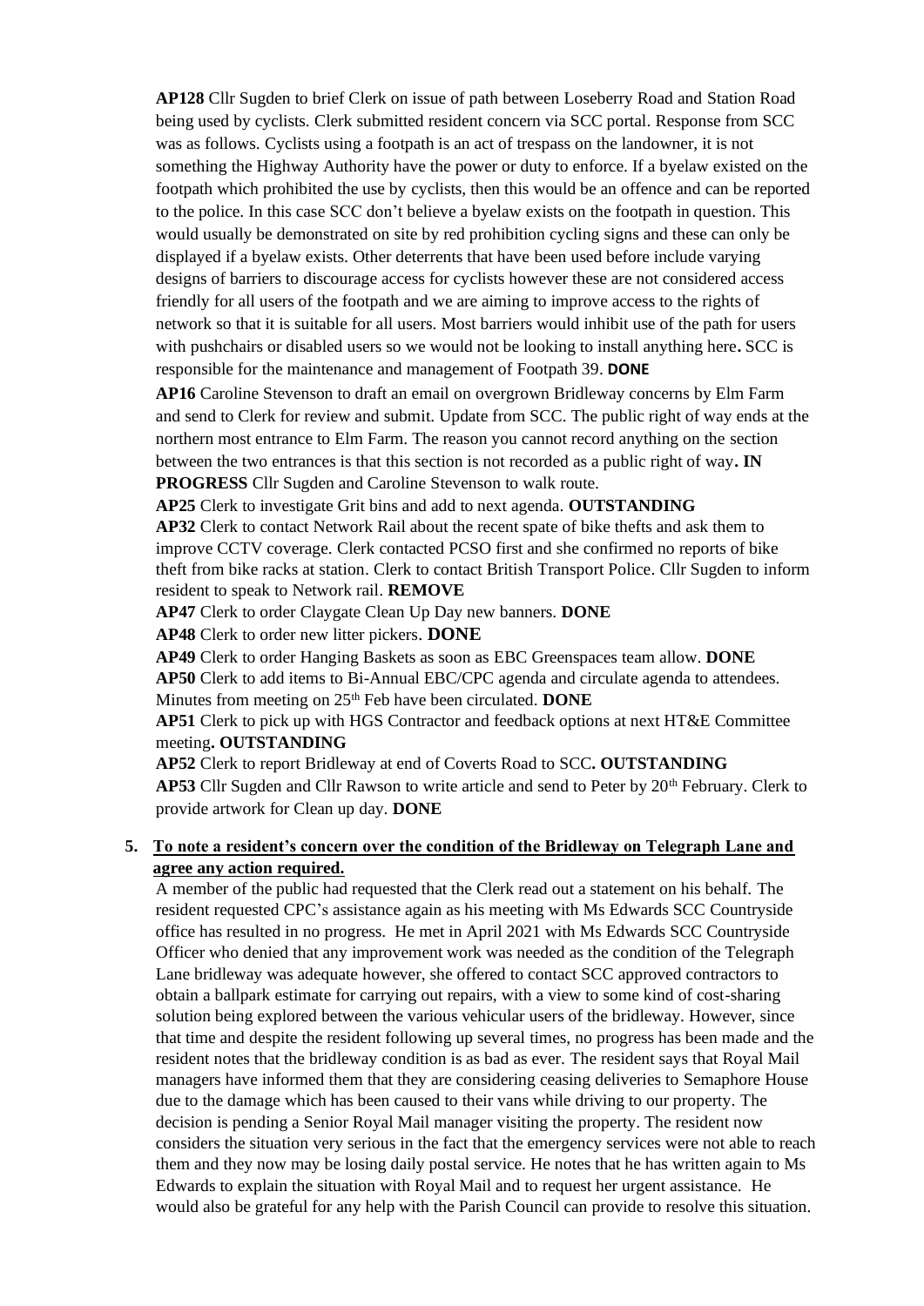**AP128** Cllr Sugden to brief Clerk on issue of path between Loseberry Road and Station Road being used by cyclists. Clerk submitted resident concern via SCC portal. Response from SCC was as follows. Cyclists using a footpath is an act of trespass on the landowner, it is not something the Highway Authority have the power or duty to enforce. If a byelaw existed on the footpath which prohibited the use by cyclists, then this would be an offence and can be reported to the police. In this case SCC don't believe a byelaw exists on the footpath in question. This would usually be demonstrated on site by red prohibition cycling signs and these can only be displayed if a byelaw exists. Other deterrents that have been used before include varying designs of barriers to discourage access for cyclists however these are not considered access friendly for all users of the footpath and we are aiming to improve access to the rights of network so that it is suitable for all users. Most barriers would inhibit use of the path for users with pushchairs or disabled users so we would not be looking to install anything here**.** SCC is responsible for the maintenance and management of Footpath 39. **DONE**

**AP16** Caroline Stevenson to draft an email on overgrown Bridleway concerns by Elm Farm and send to Clerk for review and submit. Update from SCC. The public right of way ends at the northern most entrance to Elm Farm. The reason you cannot record anything on the section between the two entrances is that this section is not recorded as a public right of way**. IN PROGRESS** Cllr Sugden and Caroline Stevenson to walk route.

**AP25** Clerk to investigate Grit bins and add to next agenda. **OUTSTANDING**

**AP32** Clerk to contact Network Rail about the recent spate of bike thefts and ask them to improve CCTV coverage. Clerk contacted PCSO first and she confirmed no reports of bike theft from bike racks at station. Clerk to contact British Transport Police. Cllr Sugden to inform resident to speak to Network rail. **REMOVE**

**AP47** Clerk to order Claygate Clean Up Day new banners. **DONE**

**AP48** Clerk to order new litter pickers. **DONE**

**AP49** Clerk to order Hanging Baskets as soon as EBC Greenspaces team allow. **DONE**

**AP50** Clerk to add items to Bi-Annual EBC/CPC agenda and circulate agenda to attendees. Minutes from meeting on 25th Feb have been circulated. **DONE**

**AP51** Clerk to pick up with HGS Contractor and feedback options at next HT&E Committee meeting**. OUTSTANDING**

**AP52** Clerk to report Bridleway at end of Coverts Road to SCC**. OUTSTANDING**

**AP53** Cllr Sugden and Cllr Rawson to write article and send to Peter by 20th February. Clerk to provide artwork for Clean up day. **DONE**

5. **To note a resident's concern over the condition of the Bridleway on Telegraph Lane and agree any action required.**

A member of the public had requested that the Clerk read out a statement on his behalf. The resident requested CPC's assistance again as his meeting with Ms Edwards SCC Countryside office has resulted in no progress. He met in April 2021 with Ms Edwards SCC Countryside Officer who denied that any improvement work was needed as the condition of the Telegraph Lane bridleway was adequate however, she offered to contact SCC approved contractors to obtain a ballpark estimate for carrying out repairs, with a view to some kind of cost-sharing solution being explored between the various vehicular users of the bridleway. However, since that time and despite the resident following up several times, no progress has been made and the resident notes that the bridleway condition is as bad as ever. The resident says that Royal Mail managers have informed them that they are considering ceasing deliveries to Semaphore House due to the damage which has been caused to their vans while driving to our property. The decision is pending a Senior Royal Mail manager visiting the property. The resident now considers the situation very serious in the fact that the emergency services were not able to reach them and they now may be losing daily postal service. He notes that he has written again to Ms Edwards to explain the situation with Royal Mail and to request her urgent assistance. He would also be grateful for any help with the Parish Council can provide to resolve this situation.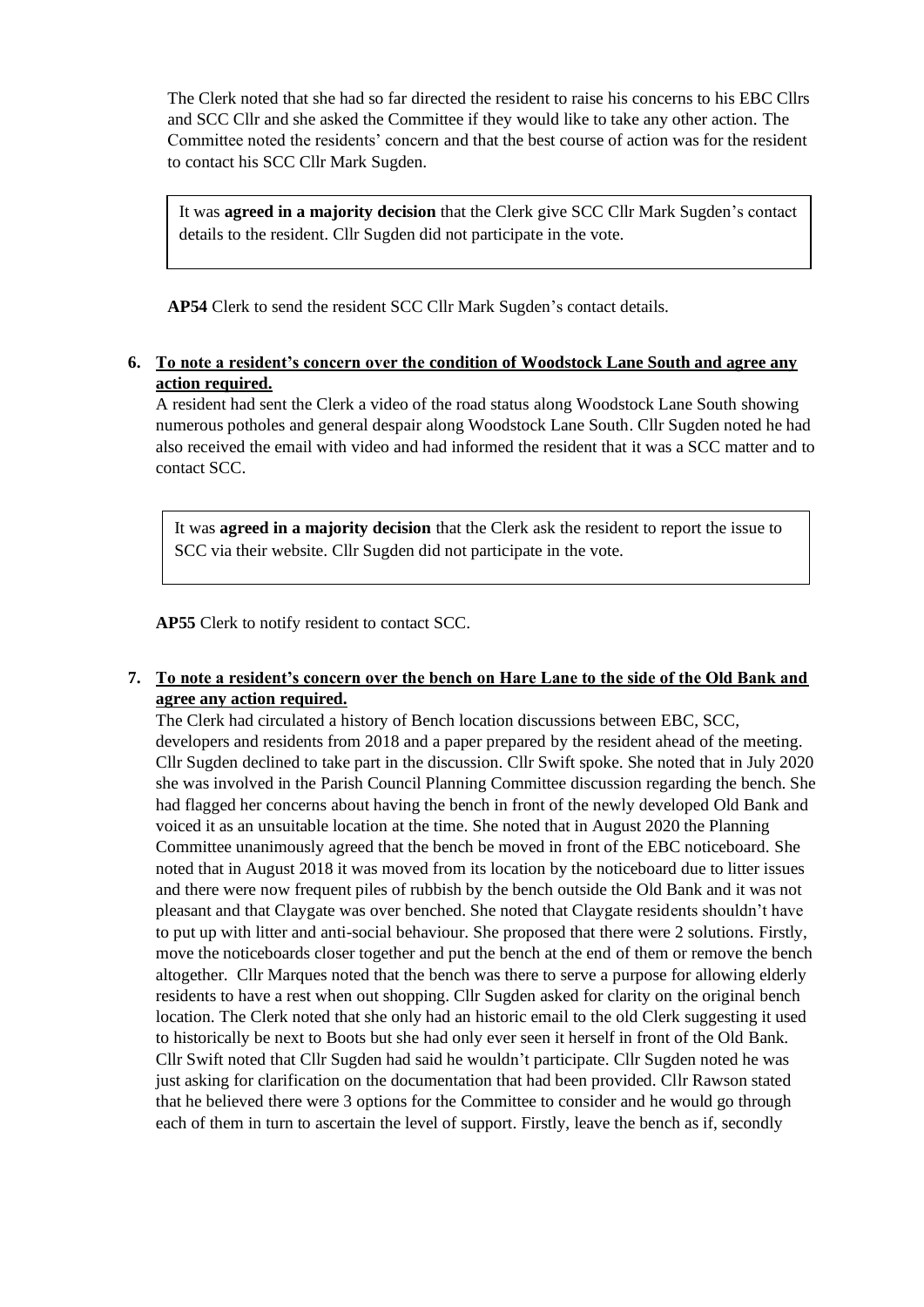The Clerk noted that she had so far directed the resident to raise his concerns to his EBC Cllrs and SCC Cllr and she asked the Committee if they would like to take any other action. The Committee noted the residents' concern and that the best course of action was for the resident to contact his SCC Cllr Mark Sugden.

> It was **agreed in a majority decision** that the Clerk give SCC Cllr Mark Sugden's contact details to the resident. Cllr Sugden did not participate in the vote.

**AP54** Clerk to send the resident SCC Cllr Mark Sugden's contact details.

**6. <u>To note a resident's concern over the condition of Woodstock Lane South and agree any action required.</u>**

A resident had sent the Clerk a video of the road status along Woodstock Lane South showing numerous potholes and general despair along Woodstock Lane South. Cllr Sugden noted he had also received the email with video and had informed the resident that it was a SCC matter and to contact SCC.

> It was **agreed in a majority decision** that the Clerk ask the resident to report the issue to SCC via their website. Cllr Sugden did not participate in the vote.

**AP55** Clerk to notify resident to contact SCC.

**7. <u>To note a resident's concern over the bench on Hare Lane to the side of the Old Bank and agree any action required.</u>**

The Clerk had circulated a history of Bench location discussions between EBC, SCC, developers and residents from 2018 and a paper prepared by the resident ahead of the meeting. Cllr Sugden declined to take part in the discussion. Cllr Swift spoke. She noted that in July 2020 she was involved in the Parish Council Planning Committee discussion regarding the bench. She had flagged her concerns about having the bench in front of the newly developed Old Bank and voiced it as an unsuitable location at the time. She noted that in August 2020 the Planning Committee unanimously agreed that the bench be moved in front of the EBC noticeboard. She noted that in August 2018 it was moved from its location by the noticeboard due to litter issues and there were now frequent piles of rubbish by the bench outside the Old Bank and it was not pleasant and that Claygate was over benched. She noted that Claygate residents shouldn't have to put up with litter and anti-social behaviour. She proposed that there were 2 solutions. Firstly, move the noticeboards closer together and put the bench at the end of them or remove the bench altogether. Cllr Marques noted that the bench was there to serve a purpose for allowing elderly residents to have a rest when out shopping. Cllr Sugden asked for clarity on the original bench location. The Clerk noted that she only had an historic email to the old Clerk suggesting it used to historically be next to Boots but she had only ever seen it herself in front of the Old Bank. Cllr Swift noted that Cllr Sugden had said he wouldn't participate. Cllr Sugden noted he was just asking for clarification on the documentation that had been provided. Cllr Rawson stated that he believed there were 3 options for the Committee to consider and he would go through each of them in turn to ascertain the level of support. Firstly, leave the bench as if, secondly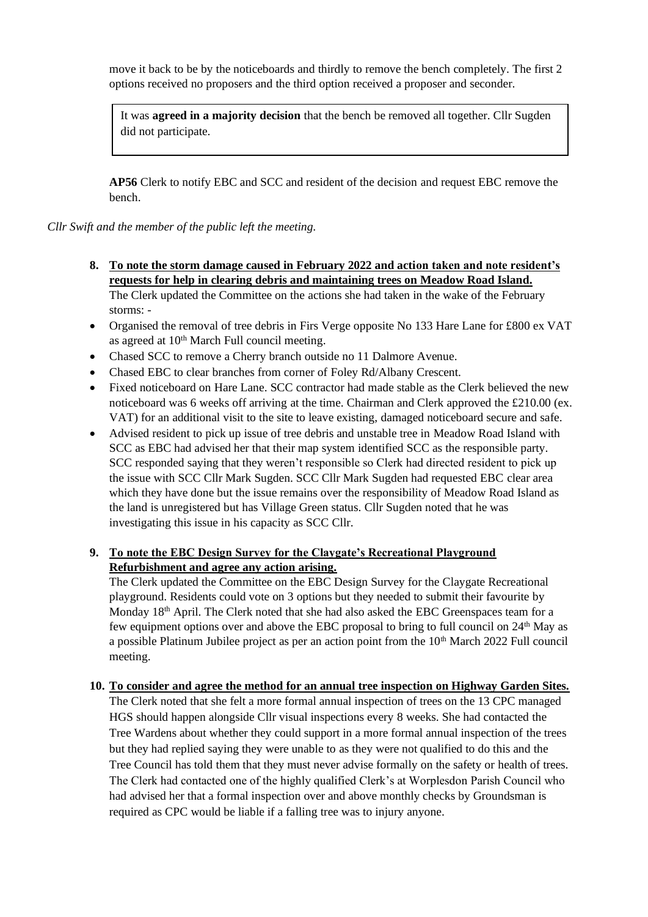move it back to be by the noticeboards and thirdly to remove the bench completely. The first 2 options received no proposers and the third option received a proposer and seconder.

> It was **agreed in a majority decision** that the bench be removed all together. Cllr Sugden did not participate.

**AP56** Clerk to notify EBC and SCC and resident of the decision and request EBC remove the bench.

*Cllr Swift and the member of the public left the meeting.*

8. **To note the storm damage caused in February 2022 and action taken and note resident's requests for help in clearing debris and maintaining trees on Meadow Road Island.**
   The Clerk updated the Committee on the actions she had taken in the wake of the February storms: -

- Organised the removal of tree debris in Firs Verge opposite No 133 Hare Lane for £800 ex VAT as agreed at 10th March Full council meeting.
- Chased SCC to remove a Cherry branch outside no 11 Dalmore Avenue.
- Chased EBC to clear branches from corner of Foley Rd/Albany Crescent.
- Fixed noticeboard on Hare Lane. SCC contractor had made stable as the Clerk believed the new noticeboard was 6 weeks off arriving at the time. Chairman and Clerk approved the £210.00 (ex. VAT) for an additional visit to the site to leave existing, damaged noticeboard secure and safe.
- Advised resident to pick up issue of tree debris and unstable tree in Meadow Road Island with SCC as EBC had advised her that their map system identified SCC as the responsible party. SCC responded saying that they weren't responsible so Clerk had directed resident to pick up the issue with SCC Cllr Mark Sugden. SCC Cllr Mark Sugden had requested EBC clear area which they have done but the issue remains over the responsibility of Meadow Road Island as the land is unregistered but has Village Green status. Cllr Sugden noted that he was investigating this issue in his capacity as SCC Cllr.

9. **To note the EBC Design Survey for the Claygate's Recreational Playground Refurbishment and agree any action arising.**
   The Clerk updated the Committee on the EBC Design Survey for the Claygate Recreational playground. Residents could vote on 3 options but they needed to submit their favourite by Monday 18th April. The Clerk noted that she had also asked the EBC Greenspaces team for a few equipment options over and above the EBC proposal to bring to full council on 24th May as a possible Platinum Jubilee project as per an action point from the 10th March 2022 Full council meeting.

10. **To consider and agree the method for an annual tree inspection on Highway Garden Sites.**
    The Clerk noted that she felt a more formal annual inspection of trees on the 13 CPC managed HGS should happen alongside Cllr visual inspections every 8 weeks. She had contacted the Tree Wardens about whether they could support in a more formal annual inspection of the trees but they had replied saying they were unable to as they were not qualified to do this and the Tree Council has told them that they must never advise formally on the safety or health of trees. The Clerk had contacted one of the highly qualified Clerk's at Worplesdon Parish Council who had advised her that a formal inspection over and above monthly checks by Groundsman is required as CPC would be liable if a falling tree was to injury anyone.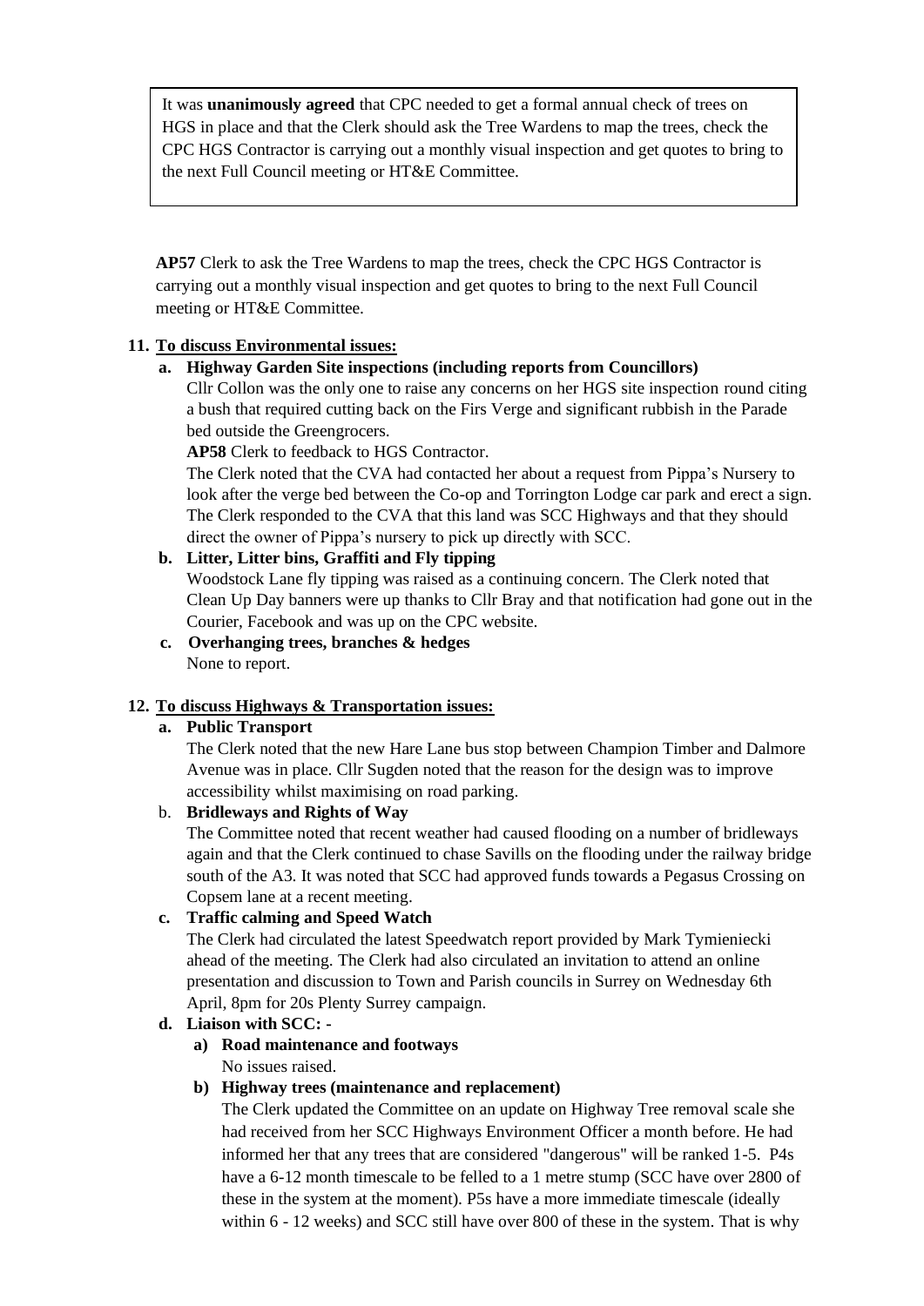It was **unanimously agreed** that CPC needed to get a formal annual check of trees on HGS in place and that the Clerk should ask the Tree Wardens to map the trees, check the CPC HGS Contractor is carrying out a monthly visual inspection and get quotes to bring to the next Full Council meeting or HT&E Committee.

**AP57** Clerk to ask the Tree Wardens to map the trees, check the CPC HGS Contractor is carrying out a monthly visual inspection and get quotes to bring to the next Full Council meeting or HT&E Committee.

**11. To discuss Environmental issues:**

**a. Highway Garden Site inspections (including reports from Councillors)**

Cllr Collon was the only one to raise any concerns on her HGS site inspection round citing a bush that required cutting back on the Firs Verge and significant rubbish in the Parade bed outside the Greengrocers.

**AP58** Clerk to feedback to HGS Contractor.

The Clerk noted that the CVA had contacted her about a request from Pippa's Nursery to look after the verge bed between the Co-op and Torrington Lodge car park and erect a sign. The Clerk responded to the CVA that this land was SCC Highways and that they should direct the owner of Pippa's nursery to pick up directly with SCC.

**b. Litter, Litter bins, Graffiti and Fly tipping**

Woodstock Lane fly tipping was raised as a continuing concern. The Clerk noted that Clean Up Day banners were up thanks to Cllr Bray and that notification had gone out in the Courier, Facebook and was up on the CPC website.

**c. Overhanging trees, branches & hedges**

None to report.

**12. To discuss Highways & Transportation issues:**

**a. Public Transport**

The Clerk noted that the new Hare Lane bus stop between Champion Timber and Dalmore Avenue was in place. Cllr Sugden noted that the reason for the design was to improve accessibility whilst maximising on road parking.

**b. Bridleways and Rights of Way**

The Committee noted that recent weather had caused flooding on a number of bridleways again and that the Clerk continued to chase Savills on the flooding under the railway bridge south of the A3. It was noted that SCC had approved funds towards a Pegasus Crossing on Copsem lane at a recent meeting.

**c. Traffic calming and Speed Watch**

The Clerk had circulated the latest Speedwatch report provided by Mark Tymieniecki ahead of the meeting. The Clerk had also circulated an invitation to attend an online presentation and discussion to Town and Parish councils in Surrey on Wednesday 6th April, 8pm for 20s Plenty Surrey campaign.

**d. Liaison with SCC: -**

**a) Road maintenance and footways**

No issues raised.

**b) Highway trees (maintenance and replacement)**

The Clerk updated the Committee on an update on Highway Tree removal scale she had received from her SCC Highways Environment Officer a month before. He had informed her that any trees that are considered "dangerous" will be ranked 1-5. P4s have a 6-12 month timescale to be felled to a 1 metre stump (SCC have over 2800 of these in the system at the moment). P5s have a more immediate timescale (ideally within 6 - 12 weeks) and SCC still have over 800 of these in the system. That is why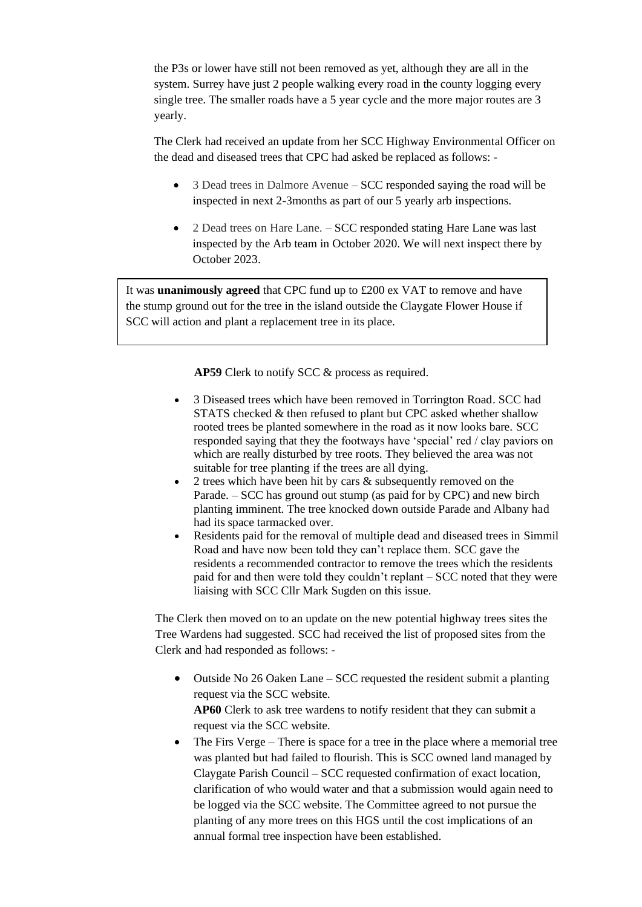the P3s or lower have still not been removed as yet, although they are all in the system. Surrey have just 2 people walking every road in the county logging every single tree. The smaller roads have a 5 year cycle and the more major routes are 3 yearly.

The Clerk had received an update from her SCC Highway Environmental Officer on the dead and diseased trees that CPC had asked be replaced as follows: -

- 3 Dead trees in Dalmore Avenue – SCC responded saying the road will be inspected in next 2-3months as part of our 5 yearly arb inspections.
- 2 Dead trees on Hare Lane. – SCC responded stating Hare Lane was last inspected by the Arb team in October 2020. We will next inspect there by October 2023.

It was **unanimously agreed** that CPC fund up to £200 ex VAT to remove and have the stump ground out for the tree in the island outside the Claygate Flower House if SCC will action and plant a replacement tree in its place.

**AP59** Clerk to notify SCC & process as required.

- 3 Diseased trees which have been removed in Torrington Road. SCC had STATS checked & then refused to plant but CPC asked whether shallow rooted trees be planted somewhere in the road as it now looks bare. SCC responded saying that they the footways have 'special' red / clay paviors on which are really disturbed by tree roots. They believed the area was not suitable for tree planting if the trees are all dying.
- 2 trees which have been hit by cars & subsequently removed on the Parade. – SCC has ground out stump (as paid for by CPC) and new birch planting imminent. The tree knocked down outside Parade and Albany had had its space tarmacked over.
- Residents paid for the removal of multiple dead and diseased trees in Simmil Road and have now been told they can't replace them. SCC gave the residents a recommended contractor to remove the trees which the residents paid for and then were told they couldn't replant – SCC noted that they were liaising with SCC Cllr Mark Sugden on this issue.

The Clerk then moved on to an update on the new potential highway trees sites the Tree Wardens had suggested. SCC had received the list of proposed sites from the Clerk and had responded as follows: -

- Outside No 26 Oaken Lane – SCC requested the resident submit a planting request via the SCC website.
  **AP60** Clerk to ask tree wardens to notify resident that they can submit a request via the SCC website.
- The Firs Verge – There is space for a tree in the place where a memorial tree was planted but had failed to flourish. This is SCC owned land managed by Claygate Parish Council – SCC requested confirmation of exact location, clarification of who would water and that a submission would again need to be logged via the SCC website. The Committee agreed to not pursue the planting of any more trees on this HGS until the cost implications of an annual formal tree inspection have been established.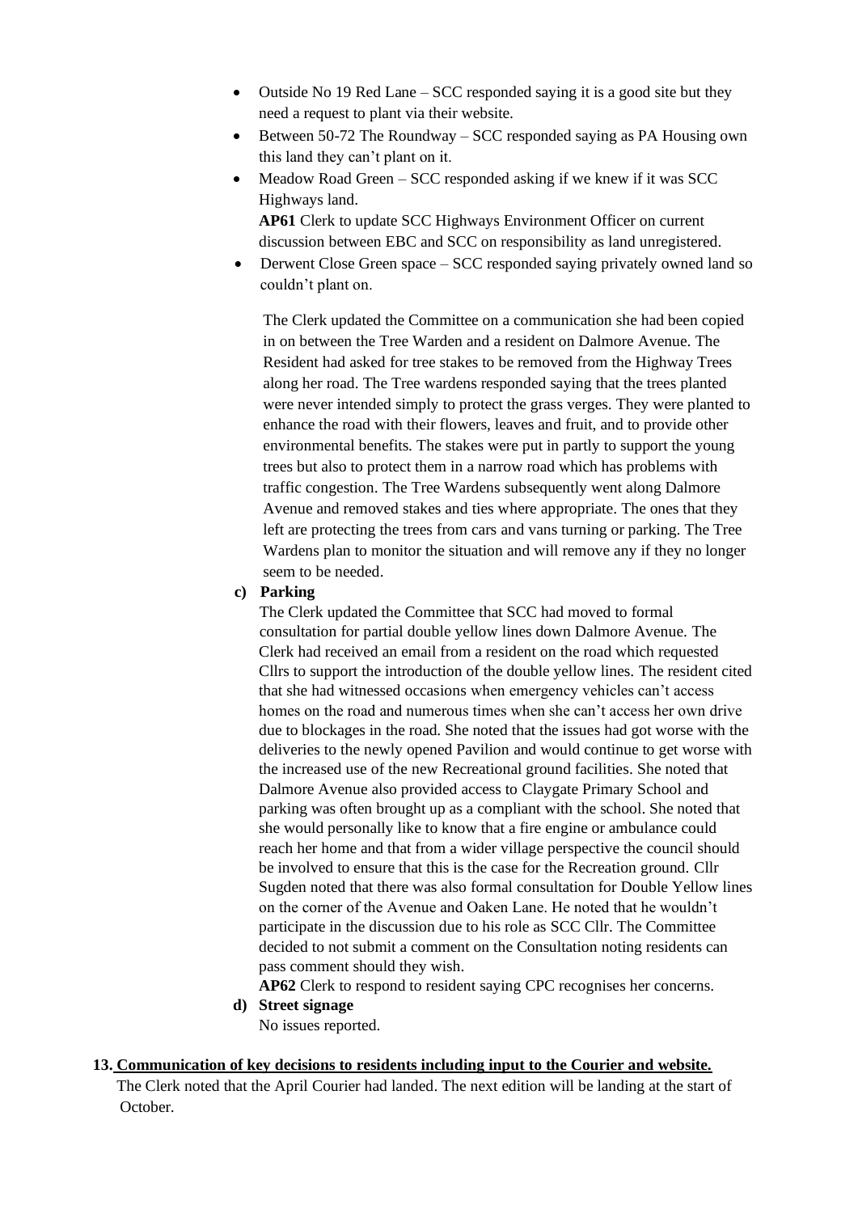- Outside No 19 Red Lane – SCC responded saying it is a good site but they need a request to plant via their website.
- Between 50-72 The Roundway – SCC responded saying as PA Housing own this land they can't plant on it.
- Meadow Road Green – SCC responded asking if we knew if it was SCC Highways land.
  **AP61** Clerk to update SCC Highways Environment Officer on current discussion between EBC and SCC on responsibility as land unregistered.
- Derwent Close Green space – SCC responded saying privately owned land so couldn't plant on.

The Clerk updated the Committee on a communication she had been copied in on between the Tree Warden and a resident on Dalmore Avenue. The Resident had asked for tree stakes to be removed from the Highway Trees along her road. The Tree wardens responded saying that the trees planted were never intended simply to protect the grass verges. They were planted to enhance the road with their flowers, leaves and fruit, and to provide other environmental benefits. The stakes were put in partly to support the young trees but also to protect them in a narrow road which has problems with traffic congestion. The Tree Wardens subsequently went along Dalmore Avenue and removed stakes and ties where appropriate. The ones that they left are protecting the trees from cars and vans turning or parking. The Tree Wardens plan to monitor the situation and will remove any if they no longer seem to be needed.

**c) Parking**

The Clerk updated the Committee that SCC had moved to formal consultation for partial double yellow lines down Dalmore Avenue. The Clerk had received an email from a resident on the road which requested Cllrs to support the introduction of the double yellow lines. The resident cited that she had witnessed occasions when emergency vehicles can't access homes on the road and numerous times when she can't access her own drive due to blockages in the road. She noted that the issues had got worse with the deliveries to the newly opened Pavilion and would continue to get worse with the increased use of the new Recreational ground facilities. She noted that Dalmore Avenue also provided access to Claygate Primary School and parking was often brought up as a compliant with the school. She noted that she would personally like to know that a fire engine or ambulance could reach her home and that from a wider village perspective the council should be involved to ensure that this is the case for the Recreation ground. Cllr Sugden noted that there was also formal consultation for Double Yellow lines on the corner of the Avenue and Oaken Lane. He noted that he wouldn't participate in the discussion due to his role as SCC Cllr. The Committee decided to not submit a comment on the Consultation noting residents can pass comment should they wish.

**AP62** Clerk to respond to resident saying CPC recognises her concerns.

**d) Street signage**

No issues reported.

**13. <u>Communication of key decisions to residents including input to the Courier and website.</u>**

The Clerk noted that the April Courier had landed. The next edition will be landing at the start of October.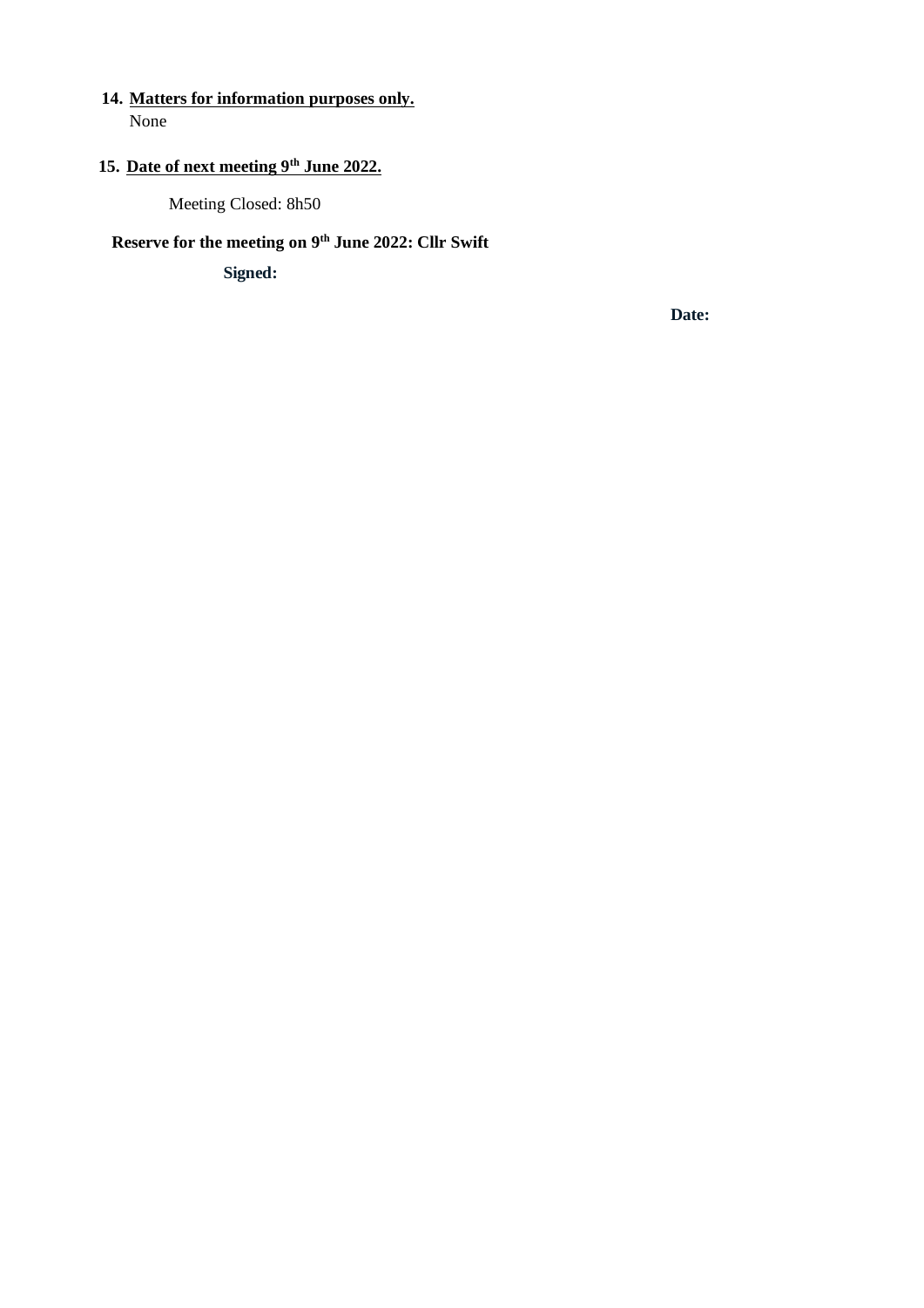**14. Matters for information purposes only.**

None

**15. Date of next meeting 9th June 2022.**

Meeting Closed: 8h50

**Reserve for the meeting on 9th June 2022: Cllr Swift**

**Signed:**

**Date:**